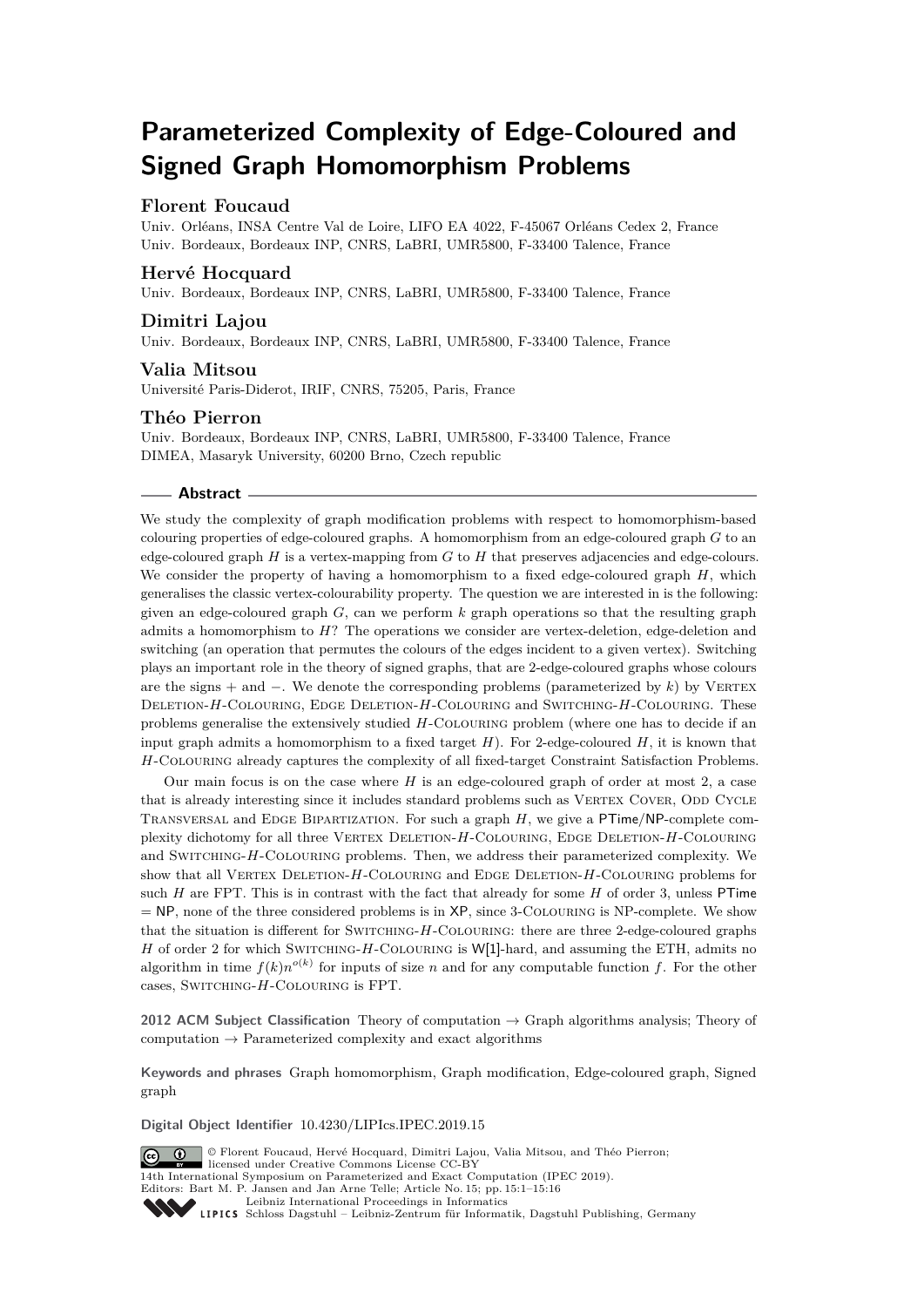# Parameterized Complexity of Edge-Coloured and Signed Graph Homomorphism Problems

**Florent Foucaud**

Univ. Orléans, INSA Centre Val de Loire, LIFO EA 4022, F-45067 Orléans Cedex 2, France
Univ. Bordeaux, Bordeaux INP, CNRS, LaBRI, UMR5800, F-33400 Talence, France

**Hervé Hocquard**

Univ. Bordeaux, Bordeaux INP, CNRS, LaBRI, UMR5800, F-33400 Talence, France

**Dimitri Lajou**

Univ. Bordeaux, Bordeaux INP, CNRS, LaBRI, UMR5800, F-33400 Talence, France

**Valia Mitsou**

Université Paris-Diderot, IRIF, CNRS, 75205, Paris, France

**Théo Pierron**

Univ. Bordeaux, Bordeaux INP, CNRS, LaBRI, UMR5800, F-33400 Talence, France
DIMEA, Masaryk University, 60200 Brno, Czech republic

## Abstract

We study the complexity of graph modification problems with respect to homomorphism-based colouring properties of edge-coloured graphs. A homomorphism from an edge-coloured graph $G$ to an edge-coloured graph $H$ is a vertex-mapping from $G$ to $H$ that preserves adjacencies and edge-colours. We consider the property of having a homomorphism to a fixed edge-coloured graph $H$, which generalises the classic vertex-colourability property. The question we are interested in is the following: given an edge-coloured graph $G$, can we perform $k$ graph operations so that the resulting graph admits a homomorphism to $H$? The operations we consider are vertex-deletion, edge-deletion and switching (an operation that permutes the colours of the edges incident to a given vertex). Switching plays an important role in the theory of signed graphs, that are 2-edge-coloured graphs whose colours are the signs $+$ and $-$. We denote the corresponding problems (parameterized by $k$) by Vertex Deletion-$H$-Colouring, Edge Deletion-$H$-Colouring and Switching-$H$-Colouring. These problems generalise the extensively studied $H$-Colouring problem (where one has to decide if an input graph admits a homomorphism to a fixed target $H$). For 2-edge-coloured $H$, it is known that $H$-Colouring already captures the complexity of all fixed-target Constraint Satisfaction Problems.

Our main focus is on the case where $H$ is an edge-coloured graph of order at most 2, a case that is already interesting since it includes standard problems such as Vertex Cover, Odd Cycle Transversal and Edge Bipartization. For such a graph $H$, we give a PTime/NP-complete complexity dichotomy for all three Vertex Deletion-$H$-Colouring, Edge Deletion-$H$-Colouring and Switching-$H$-Colouring problems. Then, we address their parameterized complexity. We show that all Vertex Deletion-$H$-Colouring and Edge Deletion-$H$-Colouring problems for such $H$ are FPT. This is in contrast with the fact that already for some $H$ of order 3, unless PTime $=$ NP, none of the three considered problems is in XP, since 3-Colouring is NP-complete. We show that the situation is different for Switching-$H$-Colouring: there are three 2-edge-coloured graphs $H$ of order 2 for which Switching-$H$-Colouring is W[1]-hard, and assuming the ETH, admits no algorithm in time $f(k)n^{o(k)}$ for inputs of size $n$ and for any computable function $f$. For the other cases, Switching-$H$-Colouring is FPT.

**2012 ACM Subject Classification** Theory of computation → Graph algorithms analysis; Theory of computation → Parameterized complexity and exact algorithms

**Keywords and phrases** Graph homomorphism, Graph modification, Edge-coloured graph, Signed graph

**Digital Object Identifier** 10.4230/LIPIcs.IPEC.2019.15

© Florent Foucaud, Hervé Hocquard, Dimitri Lajou, Valia Mitsou, and Théo Pierron; licensed under Creative Commons License CC-BY
14th International Symposium on Parameterized and Exact Computation (IPEC 2019).
Editors: Bart M. P. Jansen and Jan Arne Telle; Article No. 15; pp. 15:1–15:16
Leibniz International Proceedings in Informatics
LIPICS Schloss Dagstuhl – Leibniz-Zentrum für Informatik, Dagstuhl Publishing, Germany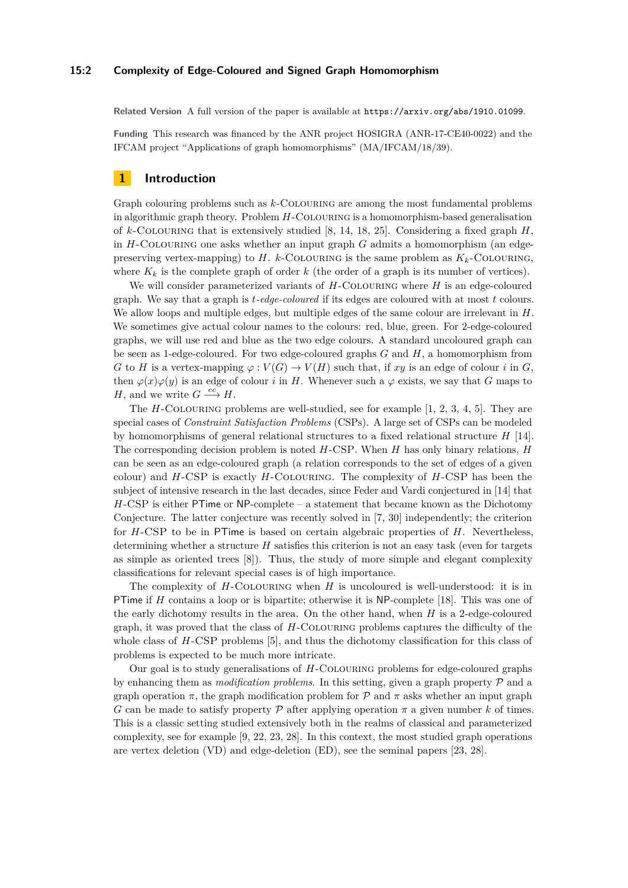**Related Version** A full version of the paper is available at https://arxiv.org/abs/1910.01099.

**Funding** This research was financed by the ANR project HOSIGRA (ANR-17-CE40-0022) and the IFCAM project "Applications of graph homomorphisms" (MA/IFCAM/18/39).

## 1 Introduction

Graph colouring problems such as $k$-Colouring are among the most fundamental problems in algorithmic graph theory. Problem $H$-Colouring is a homomorphism-based generalisation of $k$-Colouring that is extensively studied [8, 14, 18, 25]. Considering a fixed graph $H$, in $H$-Colouring one asks whether an input graph $G$ admits a homomorphism (an edge-preserving vertex-mapping) to $H$. $k$-Colouring is the same problem as $K_k$-Colouring, where $K_k$ is the complete graph of order $k$ (the order of a graph is its number of vertices).

We will consider parameterized variants of $H$-Colouring where $H$ is an edge-coloured graph. We say that a graph is *$t$-edge-coloured* if its edges are coloured with at most $t$ colours. We allow loops and multiple edges, but multiple edges of the same colour are irrelevant in $H$. We sometimes give actual colour names to the colours: red, blue, green. For 2-edge-coloured graphs, we will use red and blue as the two edge colours. A standard uncoloured graph can be seen as 1-edge-coloured. For two edge-coloured graphs $G$ and $H$, a homomorphism from $G$ to $H$ is a vertex-mapping $\varphi : V(G) \to V(H)$ such that, if $xy$ is an edge of colour $i$ in $G$, then $\varphi(x)\varphi(y)$ is an edge of colour $i$ in $H$. Whenever such a $\varphi$ exists, we say that $G$ maps to $H$, and we write $G \xrightarrow{ec} H$.

The $H$-Colouring problems are well-studied, see for example [1, 2, 3, 4, 5]. They are special cases of *Constraint Satisfaction Problems* (CSPs). A large set of CSPs can be modeled by homomorphisms of general relational structures to a fixed relational structure $H$ [14]. The corresponding decision problem is noted $H$-CSP. When $H$ has only binary relations, $H$ can be seen as an edge-coloured graph (a relation corresponds to the set of edges of a given colour) and $H$-CSP is exactly $H$-Colouring. The complexity of $H$-CSP has been the subject of intensive research in the last decades, since Feder and Vardi conjectured in [14] that $H$-CSP is either PTime or NP-complete – a statement that became known as the Dichotomy Conjecture. The latter conjecture was recently solved in [7, 30] independently; the criterion for $H$-CSP to be in PTime is based on certain algebraic properties of $H$. Nevertheless, determining whether a structure $H$ satisfies this criterion is not an easy task (even for targets as simple as oriented trees [8]). Thus, the study of more simple and elegant complexity classifications for relevant special cases is of high importance.

The complexity of $H$-Colouring when $H$ is uncoloured is well-understood: it is in PTime if $H$ contains a loop or is bipartite; otherwise it is NP-complete [18]. This was one of the early dichotomy results in the area. On the other hand, when $H$ is a 2-edge-coloured graph, it was proved that the class of $H$-Colouring problems captures the difficulty of the whole class of $H$-CSP problems [5], and thus the dichotomy classification for this class of problems is expected to be much more intricate.

Our goal is to study generalisations of $H$-Colouring problems for edge-coloured graphs by enhancing them as *modification problems*. In this setting, given a graph property $\mathcal{P}$ and a graph operation $\pi$, the graph modification problem for $\mathcal{P}$ and $\pi$ asks whether an input graph $G$ can be made to satisfy property $\mathcal{P}$ after applying operation $\pi$ a given number $k$ of times. This is a classic setting studied extensively both in the realms of classical and parameterized complexity, see for example [9, 22, 23, 28]. In this context, the most studied graph operations are vertex deletion (VD) and edge-deletion (ED), see the seminal papers [23, 28].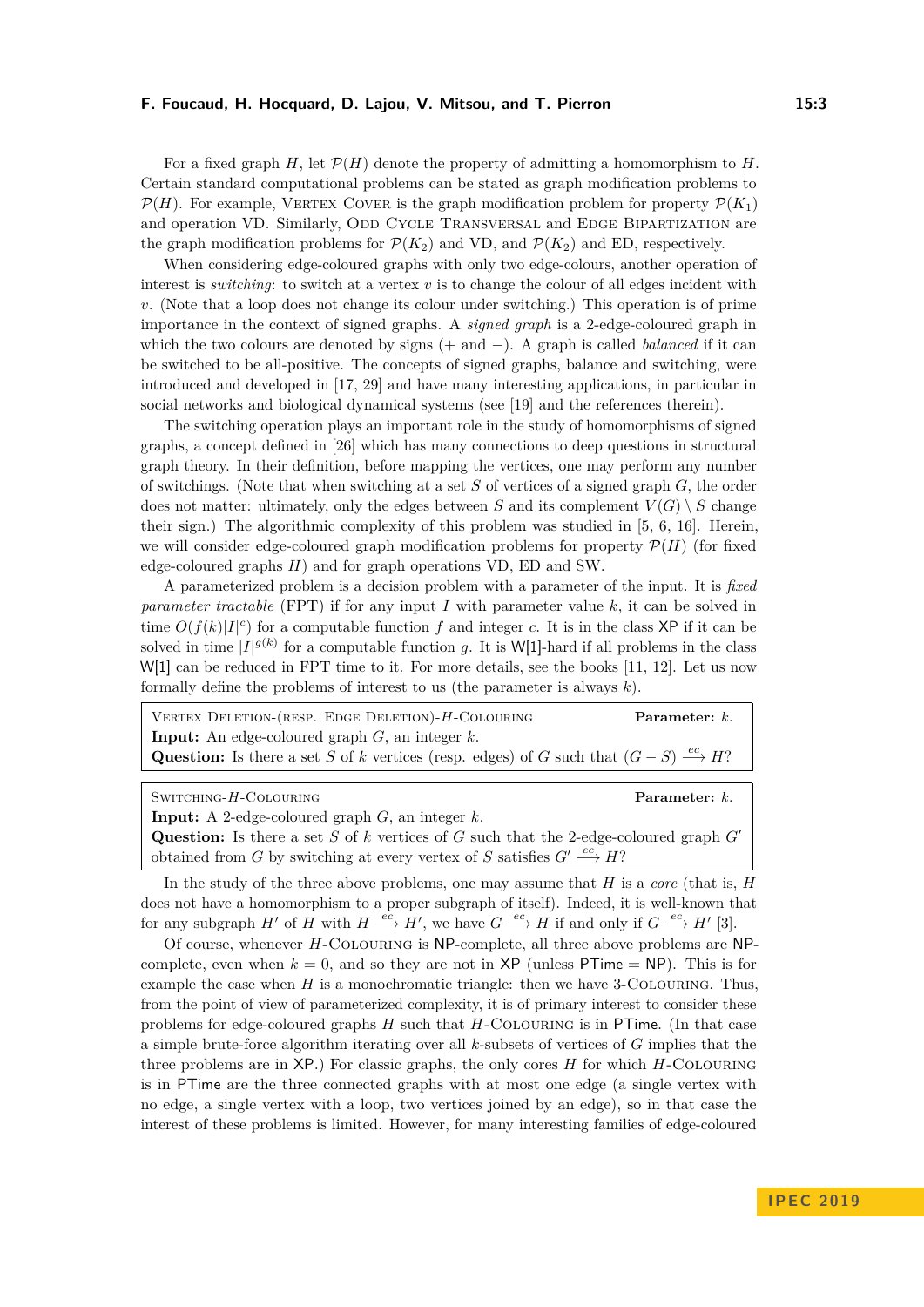For a fixed graph $H$, let $\mathcal{P}(H)$ denote the property of admitting a homomorphism to $H$. Certain standard computational problems can be stated as graph modification problems to $\mathcal{P}(H)$. For example, Vertex Cover is the graph modification problem for property $\mathcal{P}(K_1)$ and operation VD. Similarly, Odd Cycle Transversal and Edge Bipartization are the graph modification problems for $\mathcal{P}(K_2)$ and VD, and $\mathcal{P}(K_2)$ and ED, respectively.

When considering edge-coloured graphs with only two edge-colours, another operation of interest is *switching*: to switch at a vertex $v$ is to change the colour of all edges incident with $v$. (Note that a loop does not change its colour under switching.) This operation is of prime importance in the context of signed graphs. A *signed graph* is a 2-edge-coloured graph in which the two colours are denoted by signs ($+$ and $-$). A graph is called *balanced* if it can be switched to be all-positive. The concepts of signed graphs, balance and switching, were introduced and developed in [17, 29] and have many interesting applications, in particular in social networks and biological dynamical systems (see [19] and the references therein).

The switching operation plays an important role in the study of homomorphisms of signed graphs, a concept defined in [26] which has many connections to deep questions in structural graph theory. In their definition, before mapping the vertices, one may perform any number of switchings. (Note that when switching at a set $S$ of vertices of a signed graph $G$, the order does not matter: ultimately, only the edges between $S$ and its complement $V(G) \setminus S$ change their sign.) The algorithmic complexity of this problem was studied in [5, 6, 16]. Herein, we will consider edge-coloured graph modification problems for property $\mathcal{P}(H)$ (for fixed edge-coloured graphs $H$) and for graph operations VD, ED and SW.

A parameterized problem is a decision problem with a parameter of the input. It is *fixed parameter tractable* (FPT) if for any input $I$ with parameter value $k$, it can be solved in time $O(f(k)|I|^c)$ for a computable function $f$ and integer $c$. It is in the class XP if it can be solved in time $|I|^{g(k)}$ for a computable function $g$. It is W[1]-hard if all problems in the class W[1] can be reduced in FPT time to it. For more details, see the books [11, 12]. Let us now formally define the problems of interest to us (the parameter is always $k$).

> Vertex Deletion-(resp. Edge Deletion)-$H$-Colouring **Parameter:** $k$.
> **Input:** An edge-coloured graph $G$, an integer $k$.
> **Question:** Is there a set $S$ of $k$ vertices (resp. edges) of $G$ such that $(G - S) \xrightarrow{ec} H$?

> Switching-$H$-Colouring **Parameter:** $k$.
> **Input:** A 2-edge-coloured graph $G$, an integer $k$.
> **Question:** Is there a set $S$ of $k$ vertices of $G$ such that the 2-edge-coloured graph $G'$ obtained from $G$ by switching at every vertex of $S$ satisfies $G' \xrightarrow{ec} H$?

In the study of the three above problems, one may assume that $H$ is a *core* (that is, $H$ does not have a homomorphism to a proper subgraph of itself). Indeed, it is well-known that for any subgraph $H'$ of $H$ with $H \xrightarrow{ec} H'$, we have $G \xrightarrow{ec} H$ if and only if $G \xrightarrow{ec} H'$ [3].

Of course, whenever $H$-Colouring is NP-complete, all three above problems are NP-complete, even when $k = 0$, and so they are not in XP (unless PTime = NP). This is for example the case when $H$ is a monochromatic triangle: then we have 3-Colouring. Thus, from the point of view of parameterized complexity, it is of primary interest to consider these problems for edge-coloured graphs $H$ such that $H$-Colouring is in PTime. (In that case a simple brute-force algorithm iterating over all $k$-subsets of vertices of $G$ implies that the three problems are in XP.) For classic graphs, the only cores $H$ for which $H$-Colouring is in PTime are the three connected graphs with at most one edge (a single vertex with no edge, a single vertex with a loop, two vertices joined by an edge), so in that case the interest of these problems is limited. However, for many interesting families of edge-coloured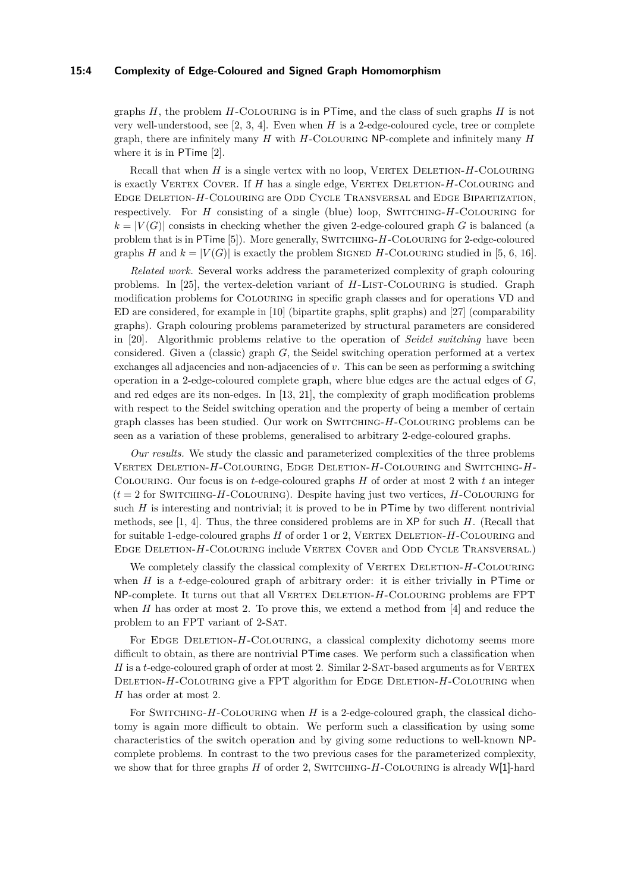graphs $H$, the problem $H$-Colouring is in PTime, and the class of such graphs $H$ is not very well-understood, see [2, 3, 4]. Even when $H$ is a 2-edge-coloured cycle, tree or complete graph, there are infinitely many $H$ with $H$-Colouring NP-complete and infinitely many $H$ where it is in PTime [2].

Recall that when $H$ is a single vertex with no loop, Vertex Deletion-$H$-Colouring is exactly Vertex Cover. If $H$ has a single edge, Vertex Deletion-$H$-Colouring and Edge Deletion-$H$-Colouring are Odd Cycle Transversal and Edge Bipartization, respectively. For $H$ consisting of a single (blue) loop, Switching-$H$-Colouring for $k = |V(G)|$ consists in checking whether the given 2-edge-coloured graph $G$ is balanced (a problem that is in PTime [5]). More generally, Switching-$H$-Colouring for 2-edge-coloured graphs $H$ and $k = |V(G)|$ is exactly the problem Signed $H$-Colouring studied in [5, 6, 16].

*Related work.* Several works address the parameterized complexity of graph colouring problems. In [25], the vertex-deletion variant of $H$-List-Colouring is studied. Graph modification problems for Colouring in specific graph classes and for operations VD and ED are considered, for example in [10] (bipartite graphs, split graphs) and [27] (comparability graphs). Graph colouring problems parameterized by structural parameters are considered in [20]. Algorithmic problems relative to the operation of *Seidel switching* have been considered. Given a (classic) graph $G$, the Seidel switching operation performed at a vertex exchanges all adjacencies and non-adjacencies of $v$. This can be seen as performing a switching operation in a 2-edge-coloured complete graph, where blue edges are the actual edges of $G$, and red edges are its non-edges. In [13, 21], the complexity of graph modification problems with respect to the Seidel switching operation and the property of being a member of certain graph classes has been studied. Our work on Switching-$H$-Colouring problems can be seen as a variation of these problems, generalised to arbitrary 2-edge-coloured graphs.

*Our results.* We study the classic and parameterized complexities of the three problems Vertex Deletion-$H$-Colouring, Edge Deletion-$H$-Colouring and Switching-$H$-Colouring. Our focus is on $t$-edge-coloured graphs $H$ of order at most 2 with $t$ an integer ($t = 2$ for Switching-$H$-Colouring). Despite having just two vertices, $H$-Colouring for such $H$ is interesting and nontrivial; it is proved to be in PTime by two different nontrivial methods, see [1, 4]. Thus, the three considered problems are in XP for such $H$. (Recall that for suitable 1-edge-coloured graphs $H$ of order 1 or 2, Vertex Deletion-$H$-Colouring and Edge Deletion-$H$-Colouring include Vertex Cover and Odd Cycle Transversal.)

We completely classify the classical complexity of Vertex Deletion-$H$-Colouring when $H$ is a $t$-edge-coloured graph of arbitrary order: it is either trivially in PTime or NP-complete. It turns out that all Vertex Deletion-$H$-Colouring problems are FPT when $H$ has order at most 2. To prove this, we extend a method from [4] and reduce the problem to an FPT variant of 2-Sat.

For Edge Deletion-$H$-Colouring, a classical complexity dichotomy seems more difficult to obtain, as there are nontrivial PTime cases. We perform such a classification when $H$ is a $t$-edge-coloured graph of order at most 2. Similar 2-Sat-based arguments as for Vertex Deletion-$H$-Colouring give a FPT algorithm for Edge Deletion-$H$-Colouring when $H$ has order at most 2.

For Switching-$H$-Colouring when $H$ is a 2-edge-coloured graph, the classical dichotomy is again more difficult to obtain. We perform such a classification by using some characteristics of the switch operation and by giving some reductions to well-known NP-complete problems. In contrast to the two previous cases for the parameterized complexity, we show that for three graphs $H$ of order 2, Switching-$H$-Colouring is already W[1]-hard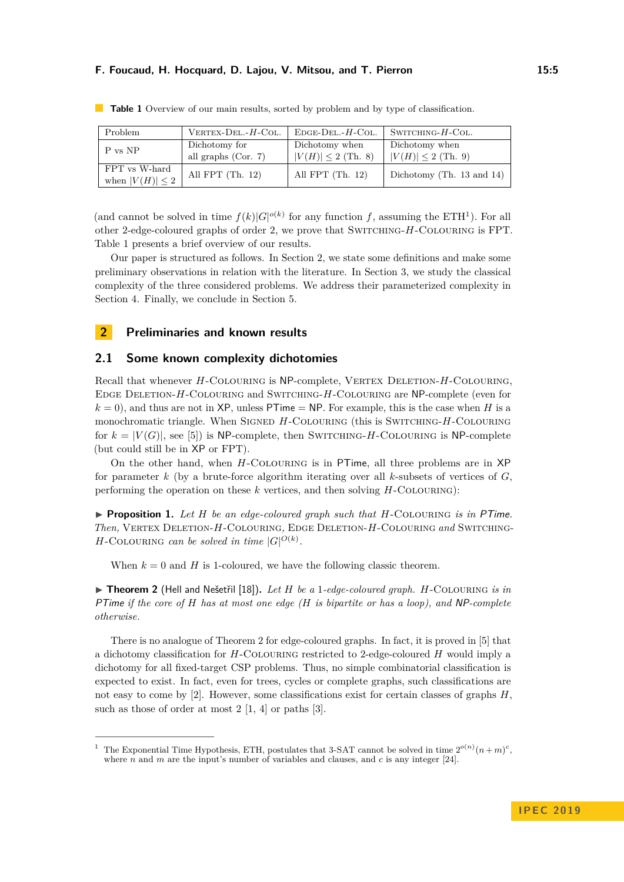**Table 1** Overview of our main results, sorted by problem and by type of classification.

| Problem | Vertex-Del.-$H$-Col. | Edge-Del.-$H$-Col. | Switching-$H$-Col. |
|---|---|---|---|
| P vs NP | Dichotomy for all graphs (Cor. 7) | Dichotomy when $\lvert V(H)\rvert \leq 2$ (Th. 8) | Dichotomy when $\lvert V(H)\rvert \leq 2$ (Th. 9) |
| FPT vs W-hard when $\lvert V(H)\rvert \leq 2$ | All FPT (Th. 12) | All FPT (Th. 12) | Dichotomy (Th. 13 and 14) |

(and cannot be solved in time $f(k)|G|^{o(k)}$ for any function $f$, assuming the ETH[1]). For all other 2-edge-coloured graphs of order 2, we prove that Switching-$H$-Colouring is FPT. Table 1 presents a brief overview of our results.

Our paper is structured as follows. In Section 2, we state some definitions and make some preliminary observations in relation with the literature. In Section 3, we study the classical complexity of the three considered problems. We address their parameterized complexity in Section 4. Finally, we conclude in Section 5.

## 2 Preliminaries and known results

### 2.1 Some known complexity dichotomies

Recall that whenever $H$-Colouring is NP-complete, Vertex Deletion-$H$-Colouring, Edge Deletion-$H$-Colouring and Switching-$H$-Colouring are NP-complete (even for $k = 0$), and thus are not in XP, unless PTime = NP. For example, this is the case when $H$ is a monochromatic triangle. When Signed $H$-Colouring (this is Switching-$H$-Colouring for $k = |V(G)|$, see [5]) is NP-complete, then Switching-$H$-Colouring is NP-complete (but could still be in XP or FPT).

On the other hand, when $H$-Colouring is in PTime, all three problems are in XP for parameter $k$ (by a brute-force algorithm iterating over all $k$-subsets of vertices of $G$, performing the operation on these $k$ vertices, and then solving $H$-Colouring):

▶ **Proposition 1.** *Let $H$ be an edge-coloured graph such that $H$-Colouring is in PTime. Then, Vertex Deletion-$H$-Colouring, Edge Deletion-$H$-Colouring and Switching-$H$-Colouring can be solved in time $|G|^{O(k)}$.*

When $k = 0$ and $H$ is 1-coloured, we have the following classic theorem.

▶ **Theorem 2** (Hell and Nešetřil [18])**.** *Let $H$ be a 1-edge-coloured graph. $H$-Colouring is in PTime if the core of $H$ has at most one edge ($H$ is bipartite or has a loop), and NP-complete otherwise.*

There is no analogue of Theorem 2 for edge-coloured graphs. In fact, it is proved in [5] that a dichotomy classification for $H$-Colouring restricted to 2-edge-coloured $H$ would imply a dichotomy for all fixed-target CSP problems. Thus, no simple combinatorial classification is expected to exist. In fact, even for trees, cycles or complete graphs, such classifications are not easy to come by [2]. However, some classifications exist for certain classes of graphs $H$, such as those of order at most 2 [1, 4] or paths [3].

[1] The Exponential Time Hypothesis, ETH, postulates that 3-SAT cannot be solved in time $2^{o(n)}(n+m)^c$, where $n$ and $m$ are the input's number of variables and clauses, and $c$ is any integer [24].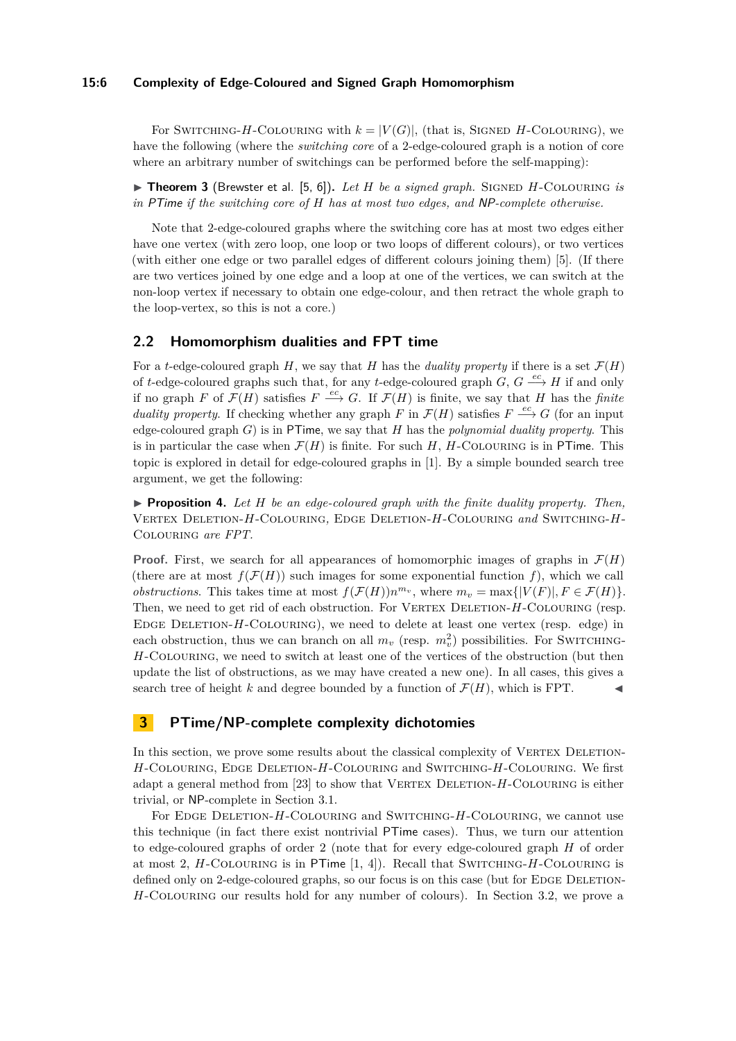For Switching-$H$-Colouring with $k = |V(G)|$, (that is, Signed $H$-Colouring), we have the following (where the *switching core* of a 2-edge-coloured graph is a notion of core where an arbitrary number of switchings can be performed before the self-mapping):

▶ **Theorem 3** (Brewster et al. [5, 6]). *Let $H$ be a signed graph.* Signed $H$-Colouring *is in PTime if the switching core of $H$ has at most two edges, and NP-complete otherwise.*

Note that 2-edge-coloured graphs where the switching core has at most two edges either have one vertex (with zero loop, one loop or two loops of different colours), or two vertices (with either one edge or two parallel edges of different colours joining them) [5]. (If there are two vertices joined by one edge and a loop at one of the vertices, we can switch at the non-loop vertex if necessary to obtain one edge-colour, and then retract the whole graph to the loop-vertex, so this is not a core.)

## 2.2 Homomorphism dualities and FPT time

For a $t$-edge-coloured graph $H$, we say that $H$ has the *duality property* if there is a set $\mathcal{F}(H)$ of $t$-edge-coloured graphs such that, for any $t$-edge-coloured graph $G$, $G \xrightarrow{ec} H$ if and only if no graph $F$ of $\mathcal{F}(H)$ satisfies $F \xrightarrow{ec} G$. If $\mathcal{F}(H)$ is finite, we say that $H$ has the *finite duality property*. If checking whether any graph $F$ in $\mathcal{F}(H)$ satisfies $F \xrightarrow{ec} G$ (for an input edge-coloured graph $G$) is in PTime, we say that $H$ has the *polynomial duality property*. This is in particular the case when $\mathcal{F}(H)$ is finite. For such $H$, $H$-Colouring is in PTime. This topic is explored in detail for edge-coloured graphs in [1]. By a simple bounded search tree argument, we get the following:

▶ **Proposition 4.** *Let $H$ be an edge-coloured graph with the finite duality property. Then,* Vertex Deletion-$H$-Colouring, Edge Deletion-$H$-Colouring *and* Switching-$H$-Colouring *are FPT.*

**Proof.** First, we search for all appearances of homomorphic images of graphs in $\mathcal{F}(H)$ (there are at most $f(\mathcal{F}(H))$ such images for some exponential function $f$), which we call *obstructions*. This takes time at most $f(\mathcal{F}(H))n^{m_v}$, where $m_v = \max\{|V(F)|, F \in \mathcal{F}(H)\}$. Then, we need to get rid of each obstruction. For Vertex Deletion-$H$-Colouring (resp. Edge Deletion-$H$-Colouring), we need to delete at least one vertex (resp. edge) in each obstruction, thus we can branch on all $m_v$ (resp. $m_v^2$) possibilities. For Switching-$H$-Colouring, we need to switch at least one of the vertices of the obstruction (but then update the list of obstructions, as we may have created a new one). In all cases, this gives a search tree of height $k$ and degree bounded by a function of $\mathcal{F}(H)$, which is FPT. ◀

# 3 PTime/NP-complete complexity dichotomies

In this section, we prove some results about the classical complexity of Vertex Deletion-$H$-Colouring, Edge Deletion-$H$-Colouring and Switching-$H$-Colouring. We first adapt a general method from [23] to show that Vertex Deletion-$H$-Colouring is either trivial, or NP-complete in Section 3.1.

For Edge Deletion-$H$-Colouring and Switching-$H$-Colouring, we cannot use this technique (in fact there exist nontrivial PTime cases). Thus, we turn our attention to edge-coloured graphs of order 2 (note that for every edge-coloured graph $H$ of order at most 2, $H$-Colouring is in PTime [1, 4]). Recall that Switching-$H$-Colouring is defined only on 2-edge-coloured graphs, so our focus is on this case (but for Edge Deletion-$H$-Colouring our results hold for any number of colours). In Section 3.2, we prove a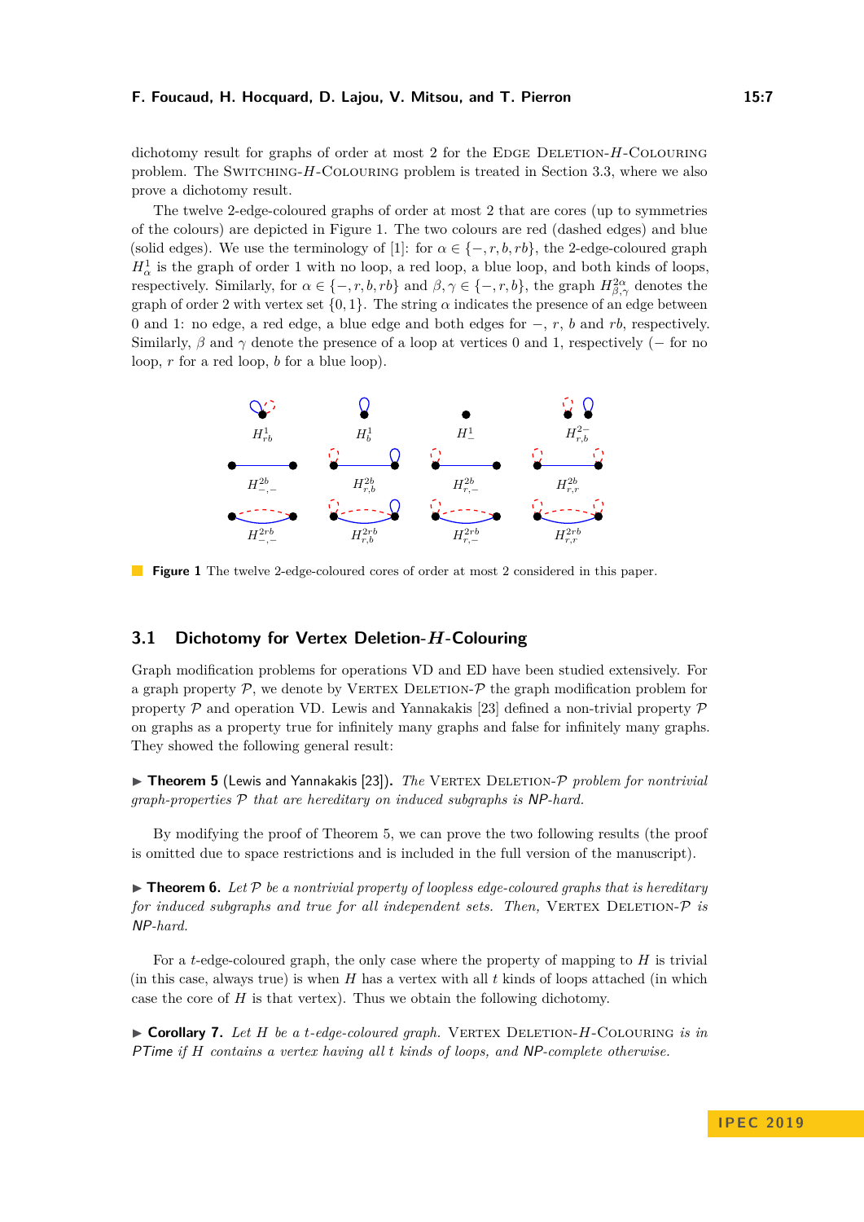dichotomy result for graphs of order at most 2 for the Edge Deletion-$H$-Colouring problem. The Switching-$H$-Colouring problem is treated in Section 3.3, where we also prove a dichotomy result.

The twelve 2-edge-coloured graphs of order at most 2 that are cores (up to symmetries of the colours) are depicted in Figure 1. The two colours are red (dashed edges) and blue (solid edges). We use the terminology of [1]: for $\alpha \in \{-, r, b, rb\}$, the 2-edge-coloured graph $H^1_\alpha$ is the graph of order 1 with no loop, a red loop, a blue loop, and both kinds of loops, respectively. Similarly, for $\alpha \in \{-, r, b, rb\}$ and $\beta, \gamma \in \{-, r, b\}$, the graph $H^{2\alpha}_{\beta,\gamma}$ denotes the graph of order 2 with vertex set $\{0, 1\}$. The string $\alpha$ indicates the presence of an edge between 0 and 1: no edge, a red edge, a blue edge and both edges for $-$, $r$, $b$ and $rb$, respectively. Similarly, $\beta$ and $\gamma$ denote the presence of a loop at vertices 0 and 1, respectively ($-$ for no loop, $r$ for a red loop, $b$ for a blue loop).

$H^1_{rb}$ $H^1_b$ $H^1_-$ $H^{2-}_{r,b}$

$H^{2b}_{-,-}$ $H^{2b}_{r,b}$ $H^{2b}_{r,-}$ $H^{2b}_{r,r}$

$H^{2rb}_{-,-}$ $H^{2rb}_{r,b}$ $H^{2rb}_{r,-}$ $H^{2rb}_{r,r}$

**Figure 1** The twelve 2-edge-coloured cores of order at most 2 considered in this paper.

## 3.1 Dichotomy for Vertex Deletion-$H$-Colouring

Graph modification problems for operations VD and ED have been studied extensively. For a graph property $\mathcal{P}$, we denote by Vertex Deletion-$\mathcal{P}$ the graph modification problem for property $\mathcal{P}$ and operation VD. Lewis and Yannakakis [23] defined a non-trivial property $\mathcal{P}$ on graphs as a property true for infinitely many graphs and false for infinitely many graphs. They showed the following general result:

▶ **Theorem 5** (Lewis and Yannakakis [23]). *The Vertex Deletion-$\mathcal{P}$ problem for nontrivial graph-properties $\mathcal{P}$ that are hereditary on induced subgraphs is NP-hard.*

By modifying the proof of Theorem 5, we can prove the two following results (the proof is omitted due to space restrictions and is included in the full version of the manuscript).

▶ **Theorem 6.** *Let $\mathcal{P}$ be a nontrivial property of loopless edge-coloured graphs that is hereditary for induced subgraphs and true for all independent sets. Then, Vertex Deletion-$\mathcal{P}$ is NP-hard.*

For a $t$-edge-coloured graph, the only case where the property of mapping to $H$ is trivial (in this case, always true) is when $H$ has a vertex with all $t$ kinds of loops attached (in which case the core of $H$ is that vertex). Thus we obtain the following dichotomy.

▶ **Corollary 7.** *Let $H$ be a $t$-edge-coloured graph. Vertex Deletion-$H$-Colouring is in PTime if $H$ contains a vertex having all $t$ kinds of loops, and NP-complete otherwise.*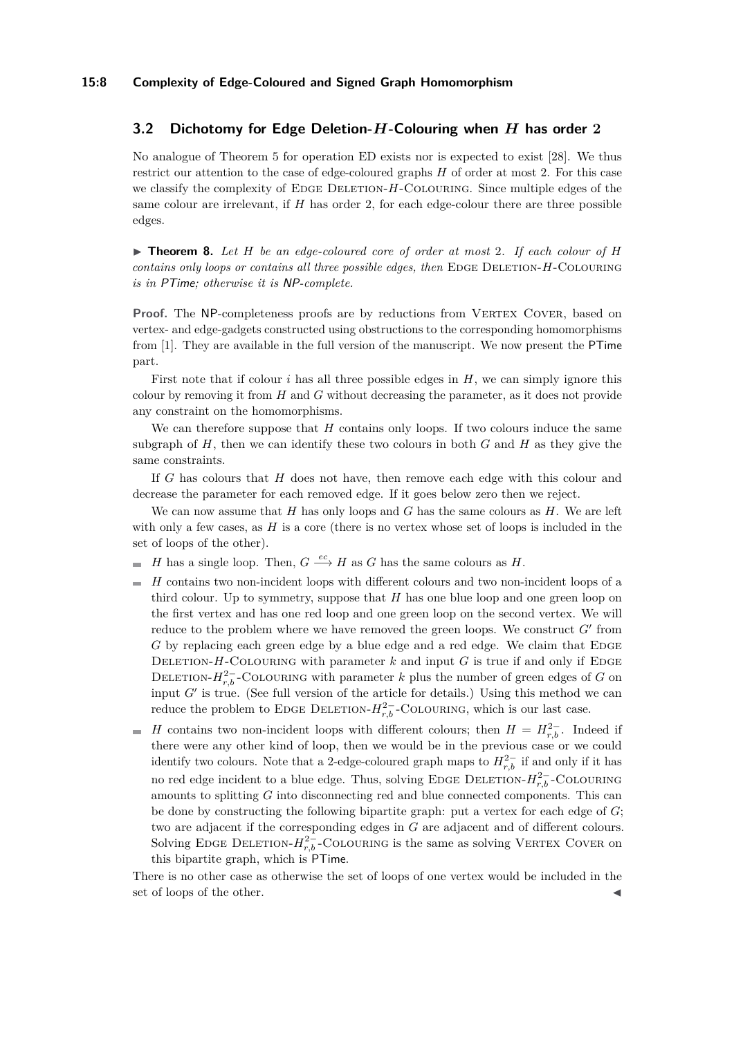## 3.2 Dichotomy for Edge Deletion-$H$-Colouring when $H$ has order 2

No analogue of Theorem 5 for operation ED exists nor is expected to exist [28]. We thus restrict our attention to the case of edge-coloured graphs $H$ of order at most 2. For this case we classify the complexity of Edge Deletion-$H$-Colouring. Since multiple edges of the same colour are irrelevant, if $H$ has order 2, for each edge-colour there are three possible edges.

▶ **Theorem 8.** *Let $H$ be an edge-coloured core of order at most 2. If each colour of $H$ contains only loops or contains all three possible edges, then* Edge Deletion-$H$-Colouring *is in PTime; otherwise it is NP-complete.*

**Proof.** The NP-completeness proofs are by reductions from Vertex Cover, based on vertex- and edge-gadgets constructed using obstructions to the corresponding homomorphisms from [1]. They are available in the full version of the manuscript. We now present the PTime part.

First note that if colour $i$ has all three possible edges in $H$, we can simply ignore this colour by removing it from $H$ and $G$ without decreasing the parameter, as it does not provide any constraint on the homomorphisms.

We can therefore suppose that $H$ contains only loops. If two colours induce the same subgraph of $H$, then we can identify these two colours in both $G$ and $H$ as they give the same constraints.

If $G$ has colours that $H$ does not have, then remove each edge with this colour and decrease the parameter for each removed edge. If it goes below zero then we reject.

We can now assume that $H$ has only loops and $G$ has the same colours as $H$. We are left with only a few cases, as $H$ is a core (there is no vertex whose set of loops is included in the set of loops of the other).

- $H$ has a single loop. Then, $G \xrightarrow{ec} H$ as $G$ has the same colours as $H$.
- $H$ contains two non-incident loops with different colours and two non-incident loops of a third colour. Up to symmetry, suppose that $H$ has one blue loop and one green loop on the first vertex and has one red loop and one green loop on the second vertex. We will reduce to the problem where we have removed the green loops. We construct $G'$ from $G$ by replacing each green edge by a blue edge and a red edge. We claim that Edge Deletion-$H$-Colouring with parameter $k$ and input $G$ is true if and only if Edge Deletion-$H^{2-}_{r,b}$-Colouring with parameter $k$ plus the number of green edges of $G$ on input $G'$ is true. (See full version of the article for details.) Using this method we can reduce the problem to Edge Deletion-$H^{2-}_{r,b}$-Colouring, which is our last case.
- $H$ contains two non-incident loops with different colours; then $H = H^{2-}_{r,b}$. Indeed if there were any other kind of loop, then we would be in the previous case or we could identify two colours. Note that a 2-edge-coloured graph maps to $H^{2-}_{r,b}$ if and only if it has no red edge incident to a blue edge. Thus, solving Edge Deletion-$H^{2-}_{r,b}$-Colouring amounts to splitting $G$ into disconnecting red and blue connected components. This can be done by constructing the following bipartite graph: put a vertex for each edge of $G$; two are adjacent if the corresponding edges in $G$ are adjacent and of different colours. Solving Edge Deletion-$H^{2-}_{r,b}$-Colouring is the same as solving Vertex Cover on this bipartite graph, which is PTime.

There is no other case as otherwise the set of loops of one vertex would be included in the set of loops of the other. ◀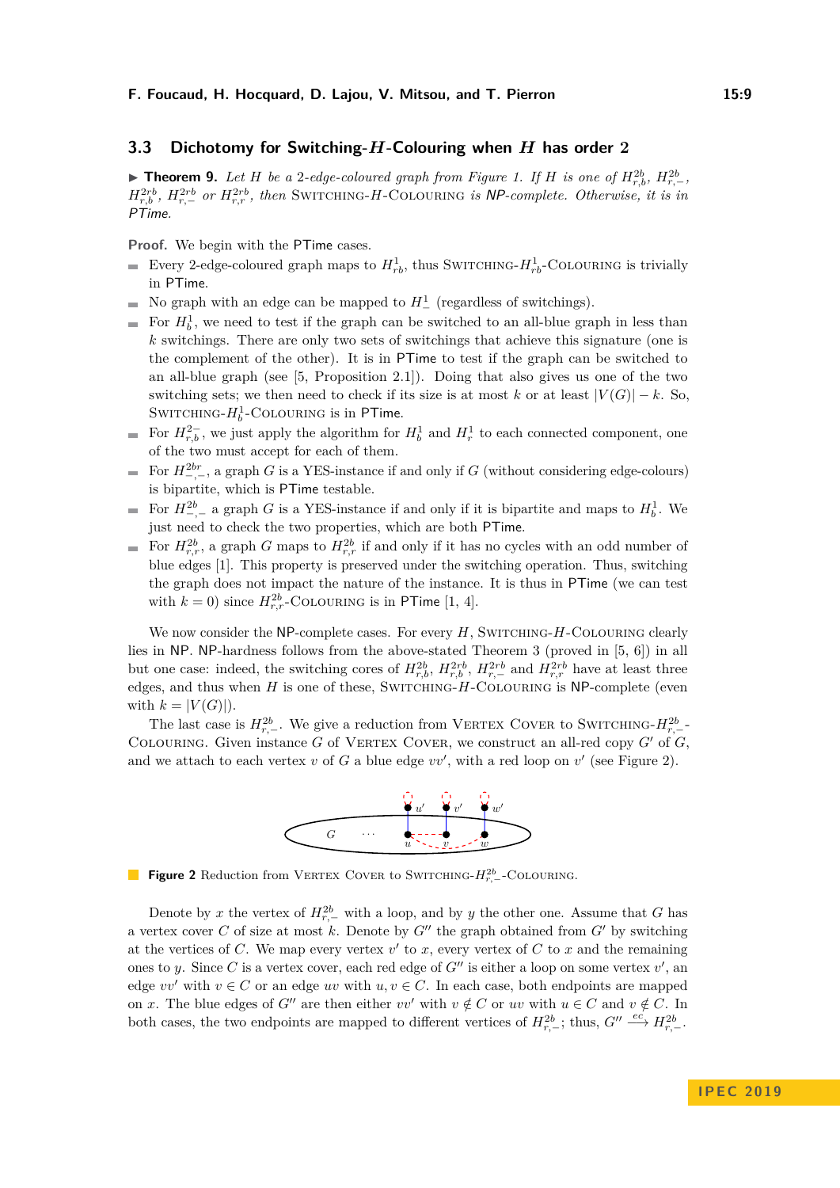## 3.3 Dichotomy for Switching-$H$-Colouring when $H$ has order 2

▶ **Theorem 9.** *Let $H$ be a 2-edge-coloured graph from Figure 1. If $H$ is one of $H^{2b}_{r,b}$, $H^{2b}_{r,-}$, $H^{2rb}_{r,b}$, $H^{2rb}_{r,-}$ or $H^{2rb}_{r,r}$, then* Switching-$H$-Colouring *is NP-complete. Otherwise, it is in PTime.*

**Proof.** We begin with the PTime cases.

- Every 2-edge-coloured graph maps to $H^1_{rb}$, thus Switching-$H^1_{rb}$-Colouring is trivially in PTime.
- No graph with an edge can be mapped to $H^1_-$ (regardless of switchings).
- For $H^1_b$, we need to test if the graph can be switched to an all-blue graph in less than $k$ switchings. There are only two sets of switchings that achieve this signature (one is the complement of the other). It is in PTime to test if the graph can be switched to an all-blue graph (see [5, Proposition 2.1]). Doing that also gives us one of the two switching sets; we then need to check if its size is at most $k$ or at least $|V(G)| - k$. So, Switching-$H^1_b$-Colouring is in PTime.
- For $H^{2-}_{r,b}$, we just apply the algorithm for $H^1_b$ and $H^1_r$ to each connected component, one of the two must accept for each of them.
- For $H^{2br}_{-,-}$, a graph $G$ is a YES-instance if and only if $G$ (without considering edge-colours) is bipartite, which is PTime testable.
- For $H^{2b}_{-,-}$ a graph $G$ is a YES-instance if and only if it is bipartite and maps to $H^1_b$. We just need to check the two properties, which are both PTime.
- For $H^{2b}_{r,r}$, a graph $G$ maps to $H^{2b}_{r,r}$ if and only if it has no cycles with an odd number of blue edges [1]. This property is preserved under the switching operation. Thus, switching the graph does not impact the nature of the instance. It is thus in PTime (we can test with $k = 0$) since $H^{2b}_{r,r}$-Colouring is in PTime [1, 4].

We now consider the NP-complete cases. For every $H$, Switching-$H$-Colouring clearly lies in NP. NP-hardness follows from the above-stated Theorem 3 (proved in [5, 6]) in all but one case: indeed, the switching cores of $H^{2b}_{r,b}$, $H^{2rb}_{r,b}$, $H^{2rb}_{r,-}$ and $H^{2rb}_{r,r}$ have at least three edges, and thus when $H$ is one of these, Switching-$H$-Colouring is NP-complete (even with $k = |V(G)|$).

The last case is $H^{2b}_{r,-}$. We give a reduction from Vertex Cover to Switching-$H^{2b}_{r,-}$-Colouring. Given instance $G$ of Vertex Cover, we construct an all-red copy $G'$ of $G$, and we attach to each vertex $v$ of $G$ a blue edge $vv'$, with a red loop on $v'$ (see Figure 2).

$u'$ $v'$ $w'$
$G$ $\cdots$ $u$ $v$ $w$

**Figure 2** Reduction from Vertex Cover to Switching-$H^{2b}_{r,-}$-Colouring.

Denote by $x$ the vertex of $H^{2b}_{r,-}$ with a loop, and by $y$ the other one. Assume that $G$ has a vertex cover $C$ of size at most $k$. Denote by $G''$ the graph obtained from $G'$ by switching at the vertices of $C$. We map every vertex $v'$ to $x$, every vertex of $C$ to $x$ and the remaining ones to $y$. Since $C$ is a vertex cover, each red edge of $G''$ is either a loop on some vertex $v'$, an edge $vv'$ with $v \in C$ or an edge $uv$ with $u, v \in C$. In each case, both endpoints are mapped on $x$. The blue edges of $G''$ are then either $vv'$ with $v \notin C$ or $uv$ with $u \in C$ and $v \notin C$. In both cases, the two endpoints are mapped to different vertices of $H^{2b}_{r,-}$; thus, $G'' \xrightarrow{ec} H^{2b}_{r,-}$.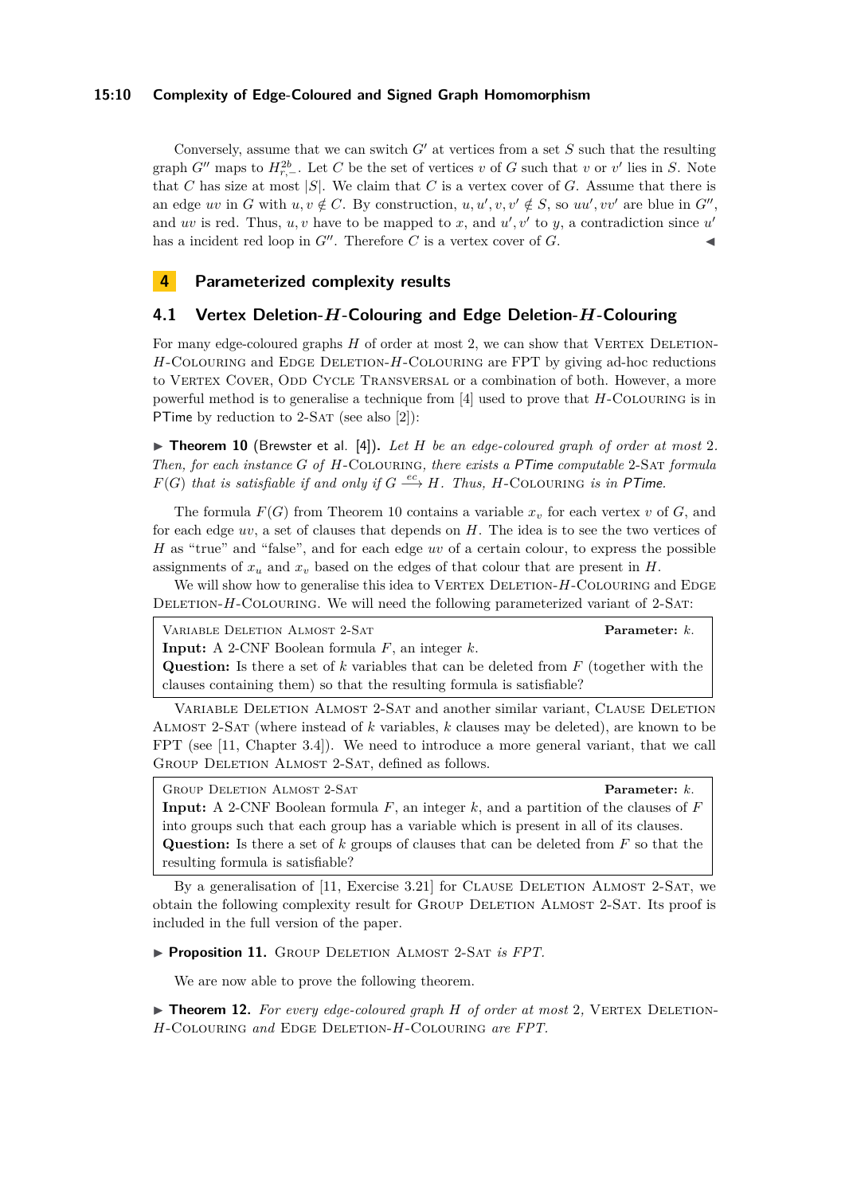Conversely, assume that we can switch $G'$ at vertices from a set $S$ such that the resulting graph $G''$ maps to $H^{2b}_{r,-}$. Let $C$ be the set of vertices $v$ of $G$ such that $v$ or $v'$ lies in $S$. Note that $C$ has size at most $|S|$. We claim that $C$ is a vertex cover of $G$. Assume that there is an edge $uv$ in $G$ with $u, v \notin C$. By construction, $u, u', v, v' \notin S$, so $uu', vv'$ are blue in $G''$, and $uv$ is red. Thus, $u, v$ have to be mapped to $x$, and $u', v'$ to $y$, a contradiction since $u'$ has a incident red loop in $G''$. Therefore $C$ is a vertex cover of $G$. ◀

# 4 Parameterized complexity results

## 4.1 Vertex Deletion-$H$-Colouring and Edge Deletion-$H$-Colouring

For many edge-coloured graphs $H$ of order at most 2, we can show that Vertex Deletion-$H$-Colouring and Edge Deletion-$H$-Colouring are FPT by giving ad-hoc reductions to Vertex Cover, Odd Cycle Transversal or a combination of both. However, a more powerful method is to generalise a technique from [4] used to prove that $H$-Colouring is in PTime by reduction to 2-Sat (see also [2]):

▶ **Theorem 10** (Brewster et al. [4]). *Let $H$ be an edge-coloured graph of order at most 2. Then, for each instance $G$ of $H$-Colouring, there exists a PTime computable 2-Sat formula $F(G)$ that is satisfiable if and only if $G \xrightarrow{ec} H$. Thus, $H$-Colouring is in PTime.*

The formula $F(G)$ from Theorem 10 contains a variable $x_v$ for each vertex $v$ of $G$, and for each edge $uv$, a set of clauses that depends on $H$. The idea is to see the two vertices of $H$ as "true" and "false", and for each edge $uv$ of a certain colour, to express the possible assignments of $x_u$ and $x_v$ based on the edges of that colour that are present in $H$.

We will show how to generalise this idea to Vertex Deletion-$H$-Colouring and Edge Deletion-$H$-Colouring. We will need the following parameterized variant of 2-Sat:

> Variable Deletion Almost 2-Sat **Parameter:** $k$.
> **Input:** A 2-CNF Boolean formula $F$, an integer $k$.
> **Question:** Is there a set of $k$ variables that can be deleted from $F$ (together with the clauses containing them) so that the resulting formula is satisfiable?

Variable Deletion Almost 2-Sat and another similar variant, Clause Deletion Almost 2-Sat (where instead of $k$ variables, $k$ clauses may be deleted), are known to be FPT (see [11, Chapter 3.4]). We need to introduce a more general variant, that we call Group Deletion Almost 2-Sat, defined as follows.

> Group Deletion Almost 2-Sat **Parameter:** $k$.
> **Input:** A 2-CNF Boolean formula $F$, an integer $k$, and a partition of the clauses of $F$ into groups such that each group has a variable which is present in all of its clauses.
> **Question:** Is there a set of $k$ groups of clauses that can be deleted from $F$ so that the resulting formula is satisfiable?

By a generalisation of [11, Exercise 3.21] for Clause Deletion Almost 2-Sat, we obtain the following complexity result for Group Deletion Almost 2-Sat. Its proof is included in the full version of the paper.

▶ **Proposition 11.** *Group Deletion Almost 2-Sat is FPT.*

We are now able to prove the following theorem.

▶ **Theorem 12.** *For every edge-coloured graph $H$ of order at most 2, Vertex Deletion-$H$-Colouring and Edge Deletion-$H$-Colouring are FPT.*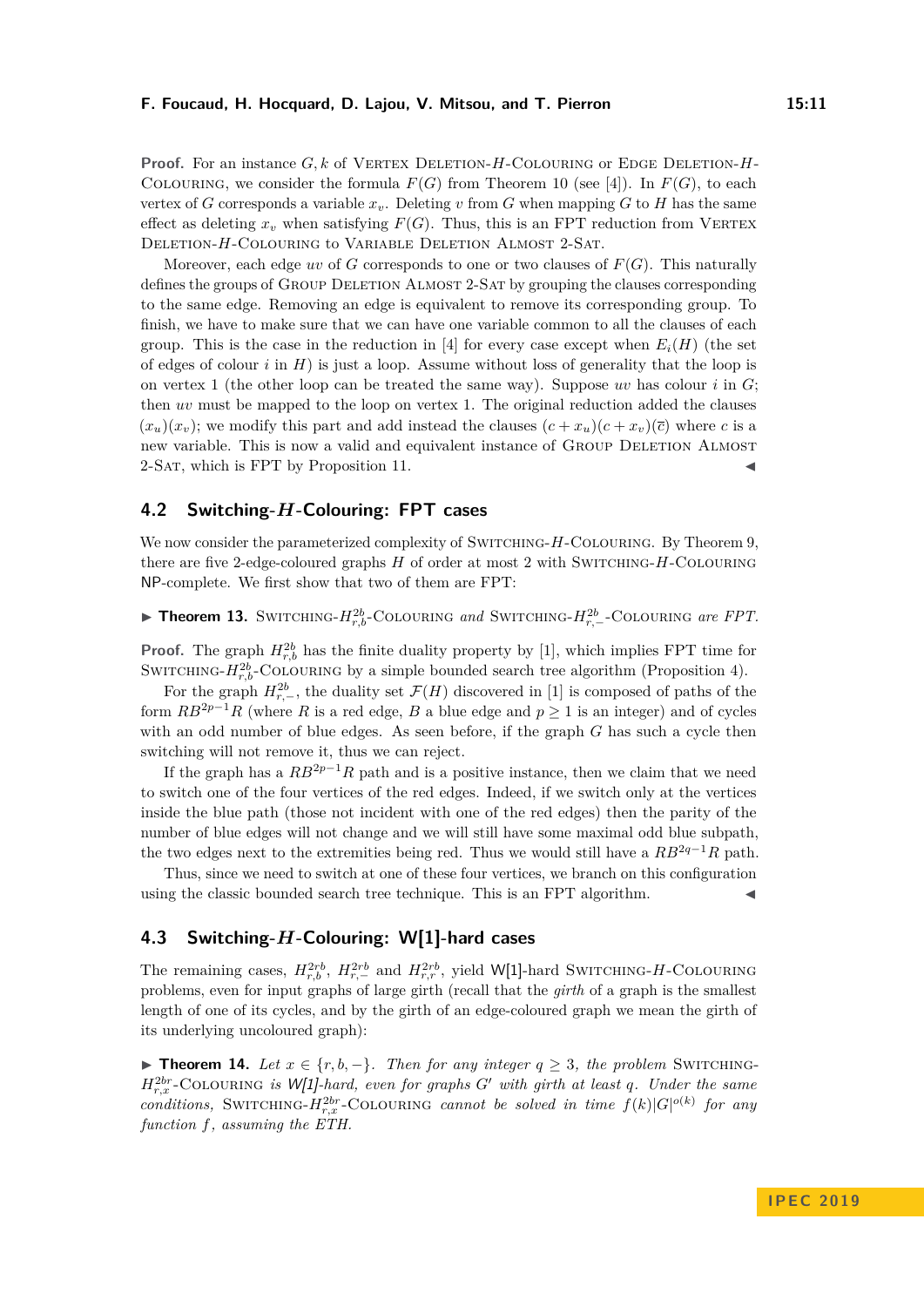**Proof.** For an instance $G, k$ of Vertex Deletion-$H$-Colouring or Edge Deletion-$H$-Colouring, we consider the formula $F(G)$ from Theorem 10 (see [4]). In $F(G)$, to each vertex of $G$ corresponds a variable $x_v$. Deleting $v$ from $G$ when mapping $G$ to $H$ has the same effect as deleting $x_v$ when satisfying $F(G)$. Thus, this is an FPT reduction from Vertex Deletion-$H$-Colouring to Variable Deletion Almost 2-Sat.

Moreover, each edge $uv$ of $G$ corresponds to one or two clauses of $F(G)$. This naturally defines the groups of Group Deletion Almost 2-Sat by grouping the clauses corresponding to the same edge. Removing an edge is equivalent to remove its corresponding group. To finish, we have to make sure that we can have one variable common to all the clauses of each group. This is the case in the reduction in [4] for every case except when $E_i(H)$ (the set of edges of colour $i$ in $H$) is just a loop. Assume without loss of generality that the loop is on vertex 1 (the other loop can be treated the same way). Suppose $uv$ has colour $i$ in $G$; then $uv$ must be mapped to the loop on vertex 1. The original reduction added the clauses $(x_u)(x_v)$; we modify this part and add instead the clauses $(c + x_u)(c + x_v)(\overline{c})$ where $c$ is a new variable. This is now a valid and equivalent instance of Group Deletion Almost 2-Sat, which is FPT by Proposition 11. ◀

## 4.2 Switching-$H$-Colouring: FPT cases

We now consider the parameterized complexity of Switching-$H$-Colouring. By Theorem 9, there are five 2-edge-coloured graphs $H$ of order at most 2 with Switching-$H$-Colouring NP-complete. We first show that two of them are FPT:

▶ **Theorem 13.** *Switching-$H^{2b}_{r,b}$-Colouring and Switching-$H^{2b}_{r,-}$-Colouring are FPT.*

**Proof.** The graph $H^{2b}_{r,b}$ has the finite duality property by [1], which implies FPT time for Switching-$H^{2b}_{r,b}$-Colouring by a simple bounded search tree algorithm (Proposition 4).

For the graph $H^{2b}_{r,-}$, the duality set $\mathcal{F}(H)$ discovered in [1] is composed of paths of the form $RB^{2p-1}R$ (where $R$ is a red edge, $B$ a blue edge and $p \geq 1$ is an integer) and of cycles with an odd number of blue edges. As seen before, if the graph $G$ has such a cycle then switching will not remove it, thus we can reject.

If the graph has a $RB^{2p-1}R$ path and is a positive instance, then we claim that we need to switch one of the four vertices of the red edges. Indeed, if we switch only at the vertices inside the blue path (those not incident with one of the red edges) then the parity of the number of blue edges will not change and we will still have some maximal odd blue subpath, the two edges next to the extremities being red. Thus we would still have a $RB^{2q-1}R$ path.

Thus, since we need to switch at one of these four vertices, we branch on this configuration using the classic bounded search tree technique. This is an FPT algorithm. ◀

## 4.3 Switching-$H$-Colouring: W[1]-hard cases

The remaining cases, $H^{2rb}_{r,b}$, $H^{2rb}_{r,-}$ and $H^{2rb}_{r,r}$, yield W[1]-hard Switching-$H$-Colouring problems, even for input graphs of large girth (recall that the *girth* of a graph is the smallest length of one of its cycles, and by the girth of an edge-coloured graph we mean the girth of its underlying uncoloured graph):

▶ **Theorem 14.** *Let $x \in \{r, b, -\}$. Then for any integer $q \geq 3$, the problem Switching-$H^{2br}_{r,x}$-Colouring is W[1]-hard, even for graphs $G'$ with girth at least $q$. Under the same conditions, Switching-$H^{2br}_{r,x}$-Colouring cannot be solved in time $f(k)|G|^{o(k)}$ for any function $f$, assuming the ETH.*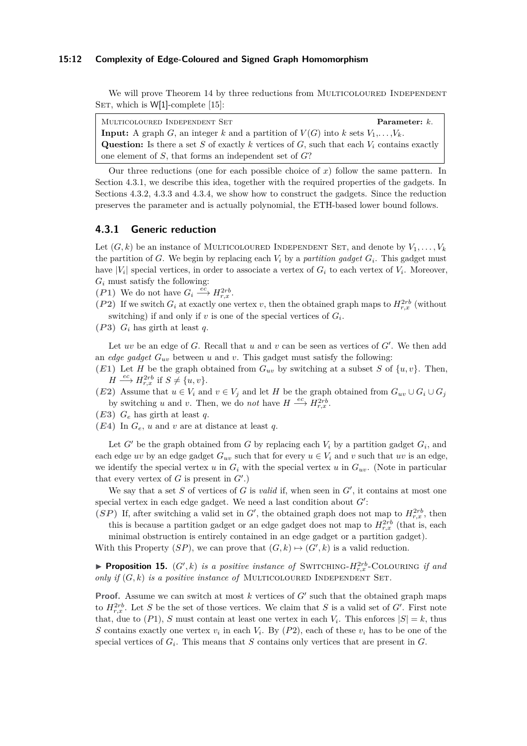We will prove Theorem 14 by three reductions from Multicoloured Independent Set, which is W[1]-complete [15]:

> Multicoloured Independent Set **Parameter:** $k$.
> **Input:** A graph $G$, an integer $k$ and a partition of $V(G)$ into $k$ sets $V_1,\ldots,V_k$.
> **Question:** Is there a set $S$ of exactly $k$ vertices of $G$, such that each $V_i$ contains exactly one element of $S$, that forms an independent set of $G$?

Our three reductions (one for each possible choice of $x$) follow the same pattern. In Section 4.3.1, we describe this idea, together with the required properties of the gadgets. In Sections 4.3.2, 4.3.3 and 4.3.4, we show how to construct the gadgets. Since the reduction preserves the parameter and is actually polynomial, the ETH-based lower bound follows.

### 4.3.1 Generic reduction

Let $(G, k)$ be an instance of Multicoloured Independent Set, and denote by $V_1, \ldots, V_k$ the partition of $G$. We begin by replacing each $V_i$ by a *partition gadget* $G_i$. This gadget must have $|V_i|$ special vertices, in order to associate a vertex of $G_i$ to each vertex of $V_i$. Moreover, $G_i$ must satisfy the following:

**(*P*1)** We do not have $G_i \xrightarrow{ec} H^{2rb}_{r,x}$.

**(*P*2)** If we switch $G_i$ at exactly one vertex $v$, then the obtained graph maps to $H^{2rb}_{r,x}$ (without switching) if and only if $v$ is one of the special vertices of $G_i$.

**(*P*3)** $G_i$ has girth at least $q$.

Let $uv$ be an edge of $G$. Recall that $u$ and $v$ can be seen as vertices of $G'$. We then add an *edge gadget* $G_{uv}$ between $u$ and $v$. This gadget must satisfy the following:

**(*E*1)** Let $H$ be the graph obtained from $G_{uv}$ by switching at a subset $S$ of $\{u, v\}$. Then, $H \xrightarrow{ec} H^{2rb}_{r,x}$ if $S \neq \{u, v\}$.

**(*E*2)** Assume that $u \in V_i$ and $v \in V_j$ and let $H$ be the graph obtained from $G_{uv} \cup G_i \cup G_j$ by switching $u$ and $v$. Then, we do *not* have $H \xrightarrow{ec} H^{2rb}_{r,x}$.

**(*E*3)** $G_e$ has girth at least $q$.

**(*E*4)** In $G_e$, $u$ and $v$ are at distance at least $q$.

Let $G'$ be the graph obtained from $G$ by replacing each $V_i$ by a partition gadget $G_i$, and each edge $uv$ by an edge gadget $G_{uv}$ such that for every $u \in V_i$ and $v$ such that $uv$ is an edge, we identify the special vertex $u$ in $G_i$ with the special vertex $u$ in $G_{uv}$. (Note in particular that every vertex of $G$ is present in $G'$.)

We say that a set $S$ of vertices of $G$ is *valid* if, when seen in $G'$, it contains at most one special vertex in each edge gadget. We need a last condition about $G'$:

**(*SP*)** If, after switching a valid set in $G'$, the obtained graph does not map to $H^{2rb}_{r,x}$, then this is because a partition gadget or an edge gadget does not map to $H^{2rb}_{r,x}$ (that is, each minimal obstruction is entirely contained in an edge gadget or a partition gadget).

With this Property $(SP)$, we can prove that $(G, k) \mapsto (G', k)$ is a valid reduction.

▶ **Proposition 15.** *$(G', k)$ is a positive instance of* Switching-$H^{2rb}_{r,x}$-Colouring *if and only if $(G, k)$ is a positive instance of* Multicoloured Independent Set.

**Proof.** Assume we can switch at most $k$ vertices of $G'$ such that the obtained graph maps to $H^{2rb}_{r,x}$. Let $S$ be the set of those vertices. We claim that $S$ is a valid set of $G'$. First note that, due to $(P1)$, $S$ must contain at least one vertex in each $V_i$. This enforces $|S| = k$, thus $S$ contains exactly one vertex $v_i$ in each $V_i$. By $(P2)$, each of these $v_i$ has to be one of the special vertices of $G_i$. This means that $S$ contains only vertices that are present in $G$.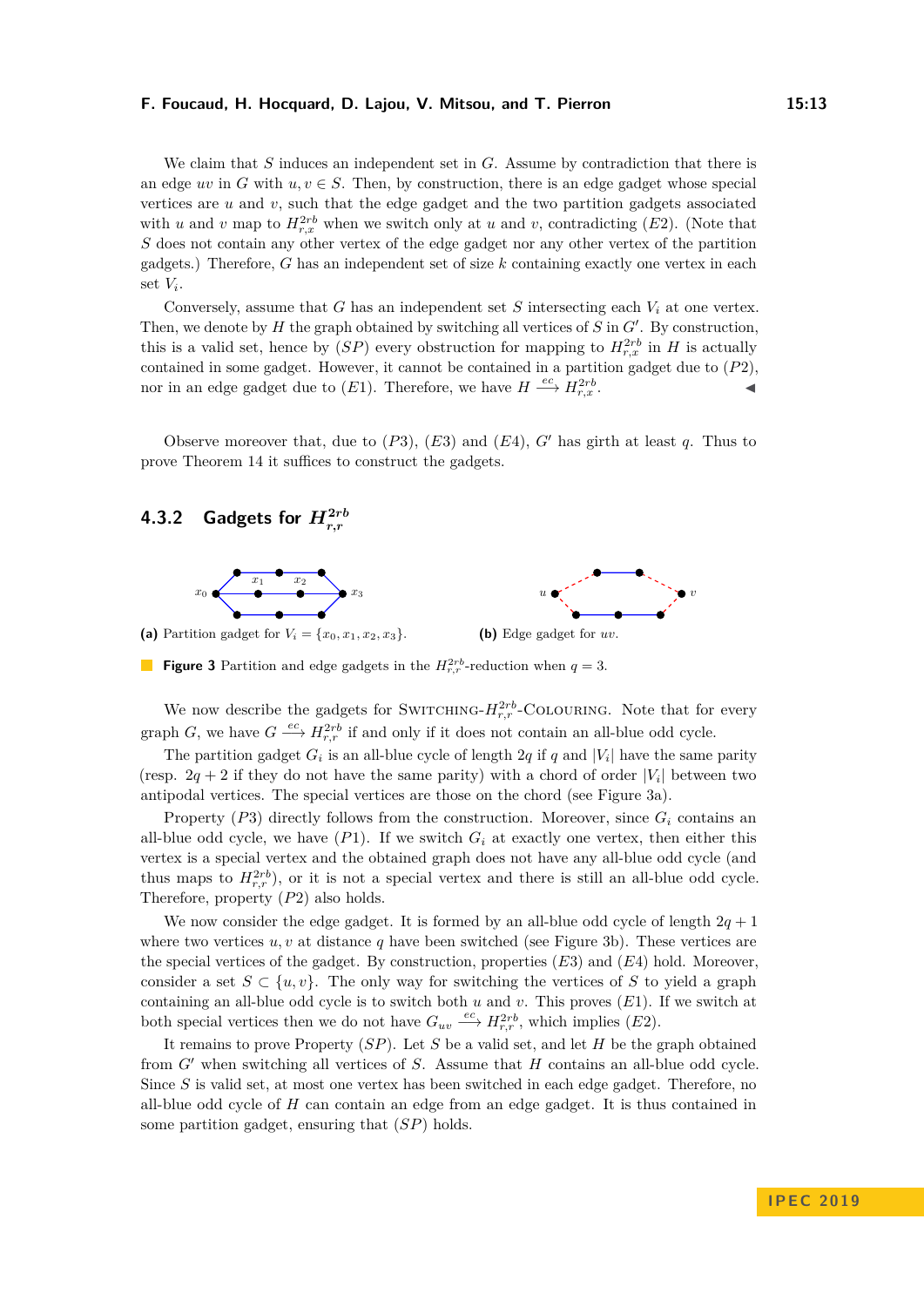We claim that $S$ induces an independent set in $G$. Assume by contradiction that there is an edge $uv$ in $G$ with $u, v \in S$. Then, by construction, there is an edge gadget whose special vertices are $u$ and $v$, such that the edge gadget and the two partition gadgets associated with $u$ and $v$ map to $H^{2rb}_{r,x}$ when we switch only at $u$ and $v$, contradicting $(E2)$. (Note that $S$ does not contain any other vertex of the edge gadget nor any other vertex of the partition gadgets.) Therefore, $G$ has an independent set of size $k$ containing exactly one vertex in each set $V_i$.

Conversely, assume that $G$ has an independent set $S$ intersecting each $V_i$ at one vertex. Then, we denote by $H$ the graph obtained by switching all vertices of $S$ in $G'$. By construction, this is a valid set, hence by $(SP)$ every obstruction for mapping to $H^{2rb}_{r,x}$ in $H$ is actually contained in some gadget. However, it cannot be contained in a partition gadget due to $(P2)$, nor in an edge gadget due to $(E1)$. Therefore, we have $H \xrightarrow{ec} H^{2rb}_{r,x}$. ◀

Observe moreover that, due to $(P3)$, $(E3)$ and $(E4)$, $G'$ has girth at least $q$. Thus to prove Theorem 14 it suffices to construct the gadgets.

### 4.3.2 Gadgets for $H^{2rb}_{r,r}$

$x_0$ $x_1$ $x_2$ $x_3$

**(a)** Partition gadget for $V_i = \{x_0, x_1, x_2, x_3\}$.

$u$ $v$

**(b)** Edge gadget for $uv$.

**Figure 3** Partition and edge gadgets in the $H^{2rb}_{r,r}$-reduction when $q = 3$.

We now describe the gadgets for Switching-$H^{2rb}_{r,r}$-Colouring. Note that for every graph $G$, we have $G \xrightarrow{ec} H^{2rb}_{r,r}$ if and only if it does not contain an all-blue odd cycle.

The partition gadget $G_i$ is an all-blue cycle of length $2q$ if $q$ and $|V_i|$ have the same parity (resp. $2q + 2$ if they do not have the same parity) with a chord of order $|V_i|$ between two antipodal vertices. The special vertices are those on the chord (see Figure 3a).

Property $(P3)$ directly follows from the construction. Moreover, since $G_i$ contains an all-blue odd cycle, we have $(P1)$. If we switch $G_i$ at exactly one vertex, then either this vertex is a special vertex and the obtained graph does not have any all-blue odd cycle (and thus maps to $H^{2rb}_{r,r}$), or it is not a special vertex and there is still an all-blue odd cycle. Therefore, property $(P2)$ also holds.

We now consider the edge gadget. It is formed by an all-blue odd cycle of length $2q + 1$ where two vertices $u, v$ at distance $q$ have been switched (see Figure 3b). These vertices are the special vertices of the gadget. By construction, properties $(E3)$ and $(E4)$ hold. Moreover, consider a set $S \subset \{u, v\}$. The only way for switching the vertices of $S$ to yield a graph containing an all-blue odd cycle is to switch both $u$ and $v$. This proves $(E1)$. If we switch at both special vertices then we do not have $G_{uv} \xrightarrow{ec} H^{2rb}_{r,r}$, which implies $(E2)$.

It remains to prove Property $(SP)$. Let $S$ be a valid set, and let $H$ be the graph obtained from $G'$ when switching all vertices of $S$. Assume that $H$ contains an all-blue odd cycle. Since $S$ is valid set, at most one vertex has been switched in each edge gadget. Therefore, no all-blue odd cycle of $H$ can contain an edge from an edge gadget. It is thus contained in some partition gadget, ensuring that $(SP)$ holds.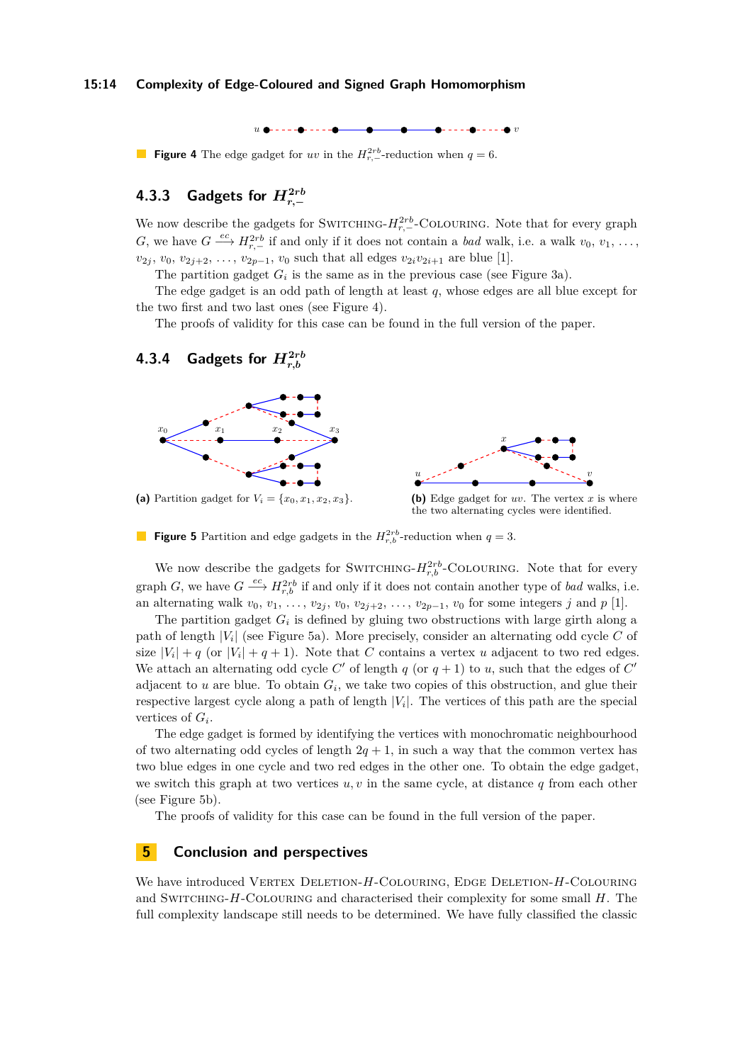$u$ $v$

**Figure 4** The edge gadget for $uv$ in the $H^{2rb}_{r,-}$-reduction when $q = 6$.

### 4.3.3 Gadgets for $H^{2rb}_{r,-}$

We now describe the gadgets for Switching-$H^{2rb}_{r,-}$-Colouring. Note that for every graph $G$, we have $G \xrightarrow{ec} H^{2rb}_{r,-}$ if and only if it does not contain a *bad* walk, i.e. a walk $v_0, v_1, \ldots, v_{2j}, v_0, v_{2j+2}, \ldots, v_{2p-1}, v_0$ such that all edges $v_{2i}v_{2i+1}$ are blue [1].

The partition gadget $G_i$ is the same as in the previous case (see Figure 3a).

The edge gadget is an odd path of length at least $q$, whose edges are all blue except for the two first and two last ones (see Figure 4).

The proofs of validity for this case can be found in the full version of the paper.

### 4.3.4 Gadgets for $H^{2rb}_{r,b}$

$x_0$ $x_1$ $x_2$ $x_3$

**(a)** Partition gadget for $V_i = \{x_0, x_1, x_2, x_3\}$.

$x$ $u$ $v$

**(b)** Edge gadget for $uv$. The vertex $x$ is where the two alternating cycles were identified.

**Figure 5** Partition and edge gadgets in the $H^{2rb}_{r,b}$-reduction when $q = 3$.

We now describe the gadgets for Switching-$H^{2rb}_{r,b}$-Colouring. Note that for every graph $G$, we have $G \xrightarrow{ec} H^{2rb}_{r,b}$ if and only if it does not contain another type of *bad* walks, i.e. an alternating walk $v_0, v_1, \ldots, v_{2j}, v_0, v_{2j+2}, \ldots, v_{2p-1}, v_0$ for some integers $j$ and $p$ [1].

The partition gadget $G_i$ is defined by gluing two obstructions with large girth along a path of length $|V_i|$ (see Figure 5a). More precisely, consider an alternating odd cycle $C$ of size $|V_i| + q$ (or $|V_i| + q + 1$). Note that $C$ contains a vertex $u$ adjacent to two red edges. We attach an alternating odd cycle $C'$ of length $q$ (or $q + 1$) to $u$, such that the edges of $C'$ adjacent to $u$ are blue. To obtain $G_i$, we take two copies of this obstruction, and glue their respective largest cycle along a path of length $|V_i|$. The vertices of this path are the special vertices of $G_i$.

The edge gadget is formed by identifying the vertices with monochromatic neighbourhood of two alternating odd cycles of length $2q + 1$, in such a way that the common vertex has two blue edges in one cycle and two red edges in the other one. To obtain the edge gadget, we switch this graph at two vertices $u, v$ in the same cycle, at distance $q$ from each other (see Figure 5b).

The proofs of validity for this case can be found in the full version of the paper.

## 5 Conclusion and perspectives

We have introduced Vertex Deletion-$H$-Colouring, Edge Deletion-$H$-Colouring and Switching-$H$-Colouring and characterised their complexity for some small $H$. The full complexity landscape still needs to be determined. We have fully classified the classic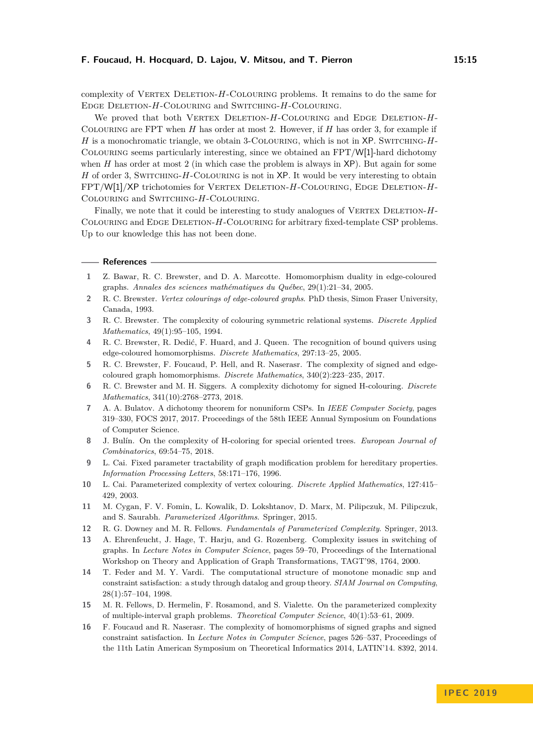complexity of Vertex Deletion-$H$-Colouring problems. It remains to do the same for Edge Deletion-$H$-Colouring and Switching-$H$-Colouring.

We proved that both Vertex Deletion-$H$-Colouring and Edge Deletion-$H$-Colouring are FPT when $H$ has order at most 2. However, if $H$ has order 3, for example if $H$ is a monochromatic triangle, we obtain 3-Colouring, which is not in XP. Switching-$H$-Colouring seems particularly interesting, since we obtained an FPT/W[1]-hard dichotomy when $H$ has order at most 2 (in which case the problem is always in XP). But again for some $H$ of order 3, Switching-$H$-Colouring is not in XP. It would be very interesting to obtain FPT/W[1]/XP trichotomies for Vertex Deletion-$H$-Colouring, Edge Deletion-$H$-Colouring and Switching-$H$-Colouring.

Finally, we note that it could be interesting to study analogues of Vertex Deletion-$H$-Colouring and Edge Deletion-$H$-Colouring for arbitrary fixed-template CSP problems. Up to our knowledge this has not been done.

## References

1. Z. Bawar, R. C. Brewster, and D. A. Marcotte. Homomorphism duality in edge-coloured graphs. *Annales des sciences mathématiques du Québec*, 29(1):21–34, 2005.
2. R. C. Brewster. *Vertex colourings of edge-coloured graphs*. PhD thesis, Simon Fraser University, Canada, 1993.
3. R. C. Brewster. The complexity of colouring symmetric relational systems. *Discrete Applied Mathematics*, 49(1):95–105, 1994.
4. R. C. Brewster, R. Dedić, F. Huard, and J. Queen. The recognition of bound quivers using edge-coloured homomorphisms. *Discrete Mathematics*, 297:13–25, 2005.
5. R. C. Brewster, F. Foucaud, P. Hell, and R. Naserasr. The complexity of signed and edge-coloured graph homomorphisms. *Discrete Mathematics*, 340(2):223–235, 2017.
6. R. C. Brewster and M. H. Siggers. A complexity dichotomy for signed H-colouring. *Discrete Mathematics*, 341(10):2768–2773, 2018.
7. A. A. Bulatov. A dichotomy theorem for nonuniform CSPs. In *IEEE Computer Society*, pages 319–330, FOCS 2017, 2017. Proceedings of the 58th IEEE Annual Symposium on Foundations of Computer Science.
8. J. Bulín. On the complexity of H-coloring for special oriented trees. *European Journal of Combinatorics*, 69:54–75, 2018.
9. L. Cai. Fixed parameter tractability of graph modification problem for hereditary properties. *Information Processing Letters*, 58:171–176, 1996.
10. L. Cai. Parameterized complexity of vertex colouring. *Discrete Applied Mathematics*, 127:415–429, 2003.
11. M. Cygan, F. V. Fomin, L. Kowalik, D. Lokshtanov, D. Marx, M. Pilipczuk, M. Pilipczuk, and S. Saurabh. *Parameterized Algorithms*. Springer, 2015.
12. R. G. Downey and M. R. Fellows. *Fundamentals of Parameterized Complexity*. Springer, 2013.
13. A. Ehrenfeucht, J. Hage, T. Harju, and G. Rozenberg. Complexity issues in switching of graphs. In *Lecture Notes in Computer Science*, pages 59–70, Proceedings of the International Workshop on Theory and Application of Graph Transformations, TAGT'98, 1764, 2000.
14. T. Feder and M. Y. Vardi. The computational structure of monotone monadic snp and constraint satisfaction: a study through datalog and group theory. *SIAM Journal on Computing*, 28(1):57–104, 1998.
15. M. R. Fellows, D. Hermelin, F. Rosamond, and S. Vialette. On the parameterized complexity of multiple-interval graph problems. *Theoretical Computer Science*, 40(1):53–61, 2009.
16. F. Foucaud and R. Naserasr. The complexity of homomorphisms of signed graphs and signed constraint satisfaction. In *Lecture Notes in Computer Science*, pages 526–537, Proceedings of the 11th Latin American Symposium on Theoretical Informatics 2014, LATIN'14. 8392, 2014.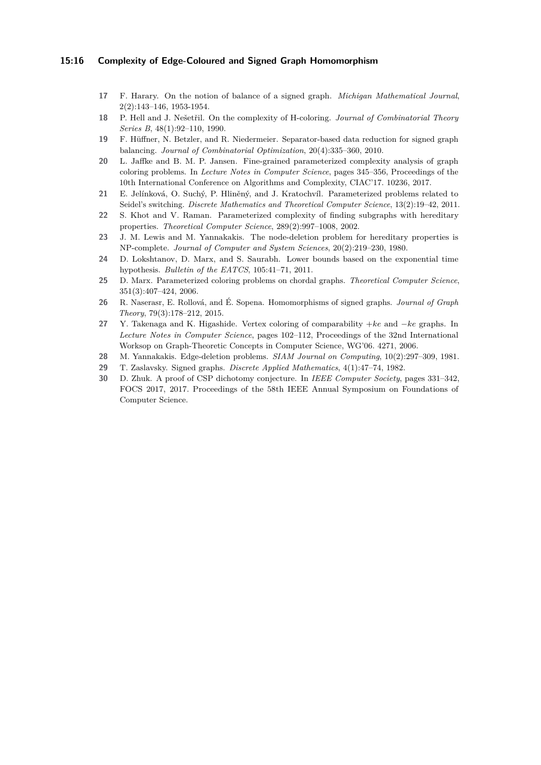17 F. Harary. On the notion of balance of a signed graph. *Michigan Mathematical Journal*, 2(2):143–146, 1953-1954.

18 P. Hell and J. Nešetřil. On the complexity of H-coloring. *Journal of Combinatorial Theory Series B*, 48(1):92–110, 1990.

19 F. Hüffner, N. Betzler, and R. Niedermeier. Separator-based data reduction for signed graph balancing. *Journal of Combinatorial Optimization*, 20(4):335–360, 2010.

20 L. Jaffke and B. M. P. Jansen. Fine-grained parameterized complexity analysis of graph coloring problems. In *Lecture Notes in Computer Science*, pages 345–356, Proceedings of the 10th International Conference on Algorithms and Complexity, CIAC'17. 10236, 2017.

21 E. Jelínková, O. Suchý, P. Hliněný, and J. Kratochvíl. Parameterized problems related to Seidel's switching. *Discrete Mathematics and Theoretical Computer Science*, 13(2):19–42, 2011.

22 S. Khot and V. Raman. Parameterized complexity of finding subgraphs with hereditary properties. *Theoretical Computer Science*, 289(2):997–1008, 2002.

23 J. M. Lewis and M. Yannakakis. The node-deletion problem for hereditary properties is NP-complete. *Journal of Computer and System Sciences*, 20(2):219–230, 1980.

24 D. Lokshtanov, D. Marx, and S. Saurabh. Lower bounds based on the exponential time hypothesis. *Bulletin of the EATCS*, 105:41–71, 2011.

25 D. Marx. Parameterized coloring problems on chordal graphs. *Theoretical Computer Science*, 351(3):407–424, 2006.

26 R. Naserasr, E. Rollová, and É. Sopena. Homomorphisms of signed graphs. *Journal of Graph Theory*, 79(3):178–212, 2015.

27 Y. Takenaga and K. Higashide. Vertex coloring of comparability $+ke$ and $-ke$ graphs. In *Lecture Notes in Computer Science*, pages 102–112, Proceedings of the 32nd International Worksop on Graph-Theoretic Concepts in Computer Science, WG'06. 4271, 2006.

28 M. Yannakakis. Edge-deletion problems. *SIAM Journal on Computing*, 10(2):297–309, 1981.

29 T. Zaslavsky. Signed graphs. *Discrete Applied Mathematics*, 4(1):47–74, 1982.

30 D. Zhuk. A proof of CSP dichotomy conjecture. In *IEEE Computer Society*, pages 331–342, FOCS 2017, 2017. Proceedings of the 58th IEEE Annual Symposium on Foundations of Computer Science.